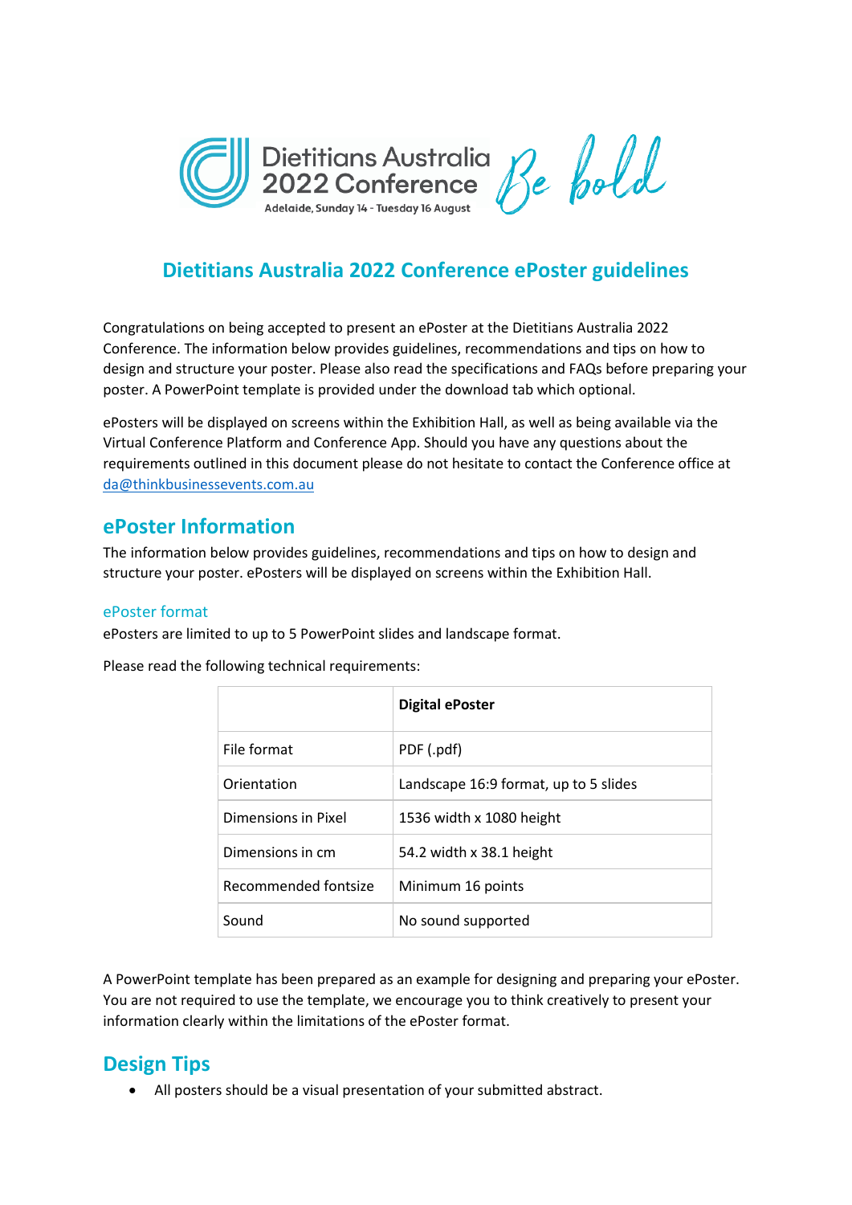Dietitians Australia 2022 Conference

Adelaide, Sunday 14 - Tuesday 16 August

Be bold

# Dietitians Australia 2022 Conference ePoster guidelines

Congratulations on being accepted to present an ePoster at the Dietitians Australia 2022 Conference. The information below provides guidelines, recommendations and tips on how to design and structure your poster. Please also read the specifications and FAQs before preparing your poster. A PowerPoint template is provided under the download tab which optional.

ePosters will be displayed on screens within the Exhibition Hall, as well as being available via the Virtual Conference Platform and Conference App. Should you have any questions about the requirements outlined in this document please do not hesitate to contact the Conference office at da@thinkbusinessevents.com.au

## ePoster Information

The information below provides guidelines, recommendations and tips on how to design and structure your poster. ePosters will be displayed on screens within the Exhibition Hall.

### ePoster format

ePosters are limited to up to 5 PowerPoint slides and landscape format.

Please read the following technical requirements:

| | **Digital ePoster** |
|---|---|
| File format | PDF (.pdf) |
| Orientation | Landscape 16:9 format, up to 5 slides |
| Dimensions in Pixel | 1536 width x 1080 height |
| Dimensions in cm | 54.2 width x 38.1 height |
| Recommended fontsize | Minimum 16 points |
| Sound | No sound supported |

A PowerPoint template has been prepared as an example for designing and preparing your ePoster. You are not required to use the template, we encourage you to think creatively to present your information clearly within the limitations of the ePoster format.

## Design Tips

- All posters should be a visual presentation of your submitted abstract.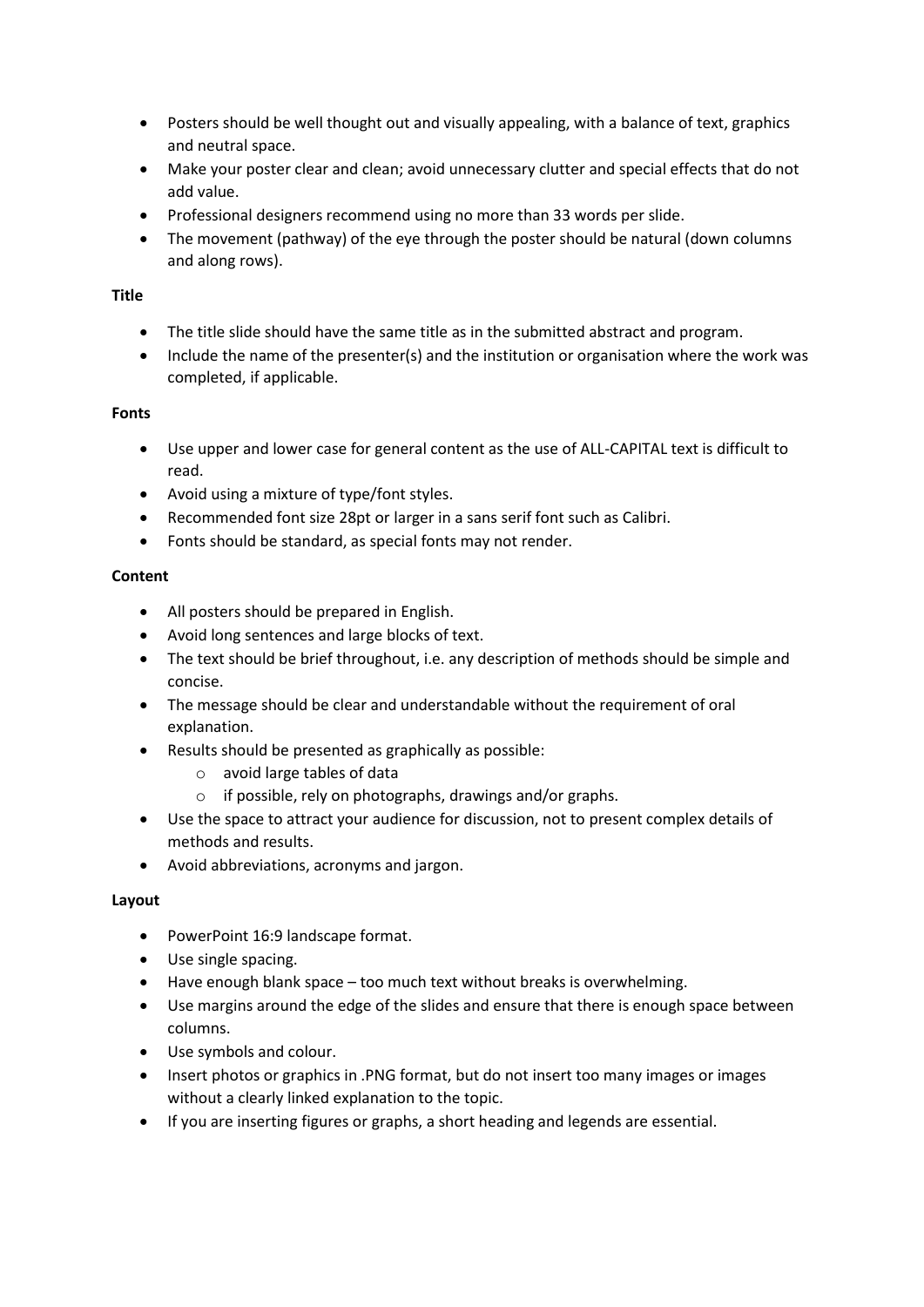- Posters should be well thought out and visually appealing, with a balance of text, graphics and neutral space.
- Make your poster clear and clean; avoid unnecessary clutter and special effects that do not add value.
- Professional designers recommend using no more than 33 words per slide.
- The movement (pathway) of the eye through the poster should be natural (down columns and along rows).

**Title**

- The title slide should have the same title as in the submitted abstract and program.
- Include the name of the presenter(s) and the institution or organisation where the work was completed, if applicable.

**Fonts**

- Use upper and lower case for general content as the use of ALL-CAPITAL text is difficult to read.
- Avoid using a mixture of type/font styles.
- Recommended font size 28pt or larger in a sans serif font such as Calibri.
- Fonts should be standard, as special fonts may not render.

**Content**

- All posters should be prepared in English.
- Avoid long sentences and large blocks of text.
- The text should be brief throughout, i.e. any description of methods should be simple and concise.
- The message should be clear and understandable without the requirement of oral explanation.
- Results should be presented as graphically as possible:
  - avoid large tables of data
  - if possible, rely on photographs, drawings and/or graphs.
- Use the space to attract your audience for discussion, not to present complex details of methods and results.
- Avoid abbreviations, acronyms and jargon.

**Layout**

- PowerPoint 16:9 landscape format.
- Use single spacing.
- Have enough blank space – too much text without breaks is overwhelming.
- Use margins around the edge of the slides and ensure that there is enough space between columns.
- Use symbols and colour.
- Insert photos or graphics in .PNG format, but do not insert too many images or images without a clearly linked explanation to the topic.
- If you are inserting figures or graphs, a short heading and legends are essential.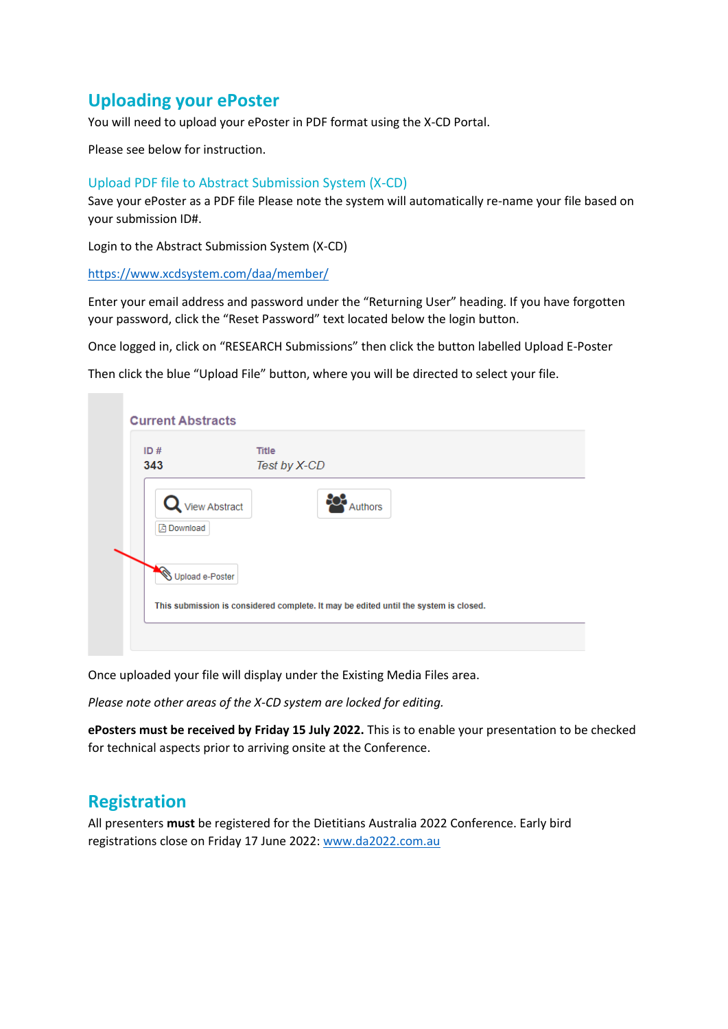## Uploading your ePoster

You will need to upload your ePoster in PDF format using the X-CD Portal.

Please see below for instruction.

### Upload PDF file to Abstract Submission System (X-CD)

Save your ePoster as a PDF file Please note the system will automatically re-name your file based on your submission ID#.

Login to the Abstract Submission System (X-CD)

https://www.xcdsystem.com/daa/member/

Enter your email address and password under the "Returning User" heading. If you have forgotten your password, click the "Reset Password" text located below the login button.

Once logged in, click on "RESEARCH Submissions" then click the button labelled Upload E-Poster

Then click the blue "Upload File" button, where you will be directed to select your file.

Current Abstracts

ID #
343

Title
Test by X-CD

View Abstract

Authors

Download

Upload e-Poster

This submission is considered complete. It may be edited until the system is closed.

Once uploaded your file will display under the Existing Media Files area.

*Please note other areas of the X-CD system are locked for editing.*

**ePosters must be received by Friday 15 July 2022.** This is to enable your presentation to be checked for technical aspects prior to arriving onsite at the Conference.

## Registration

All presenters **must** be registered for the Dietitians Australia 2022 Conference. Early bird registrations close on Friday 17 June 2022: www.da2022.com.au